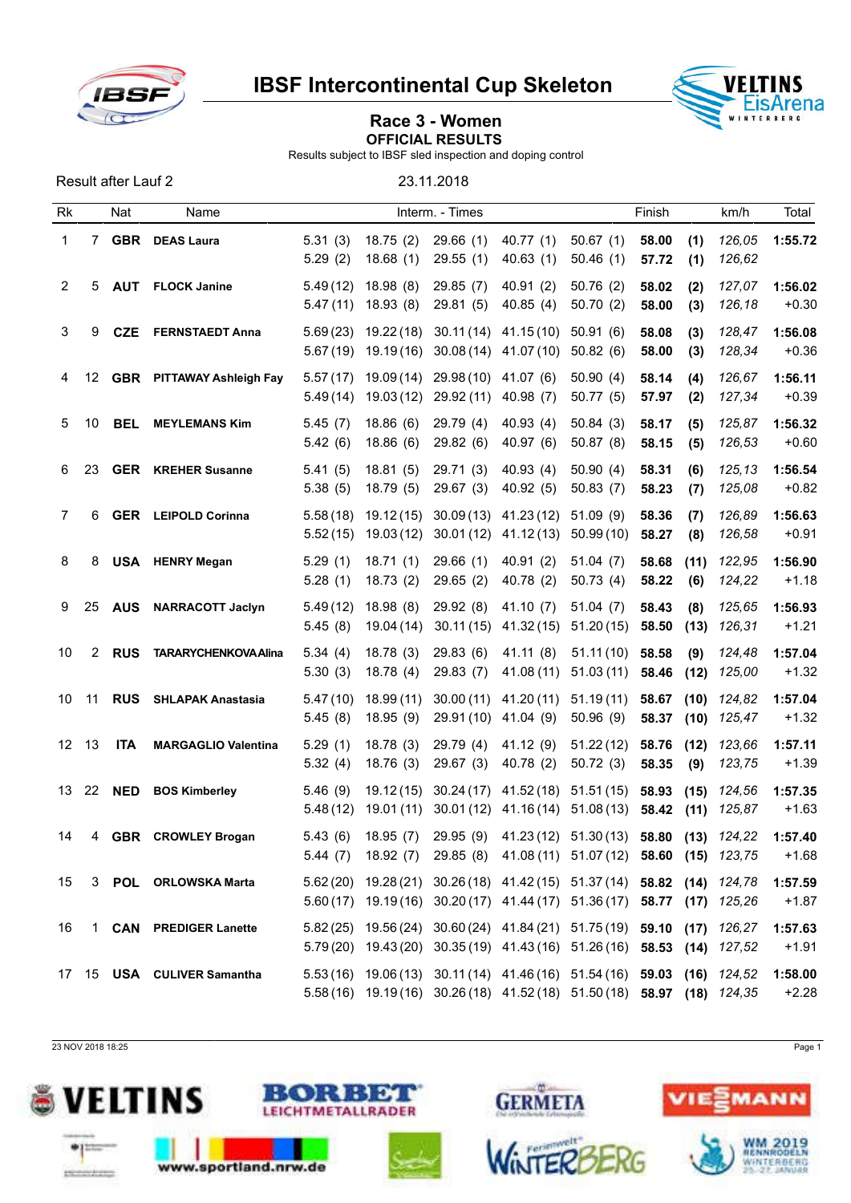# IBSF Intercontinental Cup Skeleton

## Race 3 - Women

**OFFICIAL RESULTS**

Results subject to IBSF sled inspection and doping control

Result after Lauf 2 23.11.2018

| Rk | | Nat | Name | Interm. - Times | | | | | Finish | | km/h | Total |
|---|---|---|---|---|---|---|---|---|---|---|---|---|
| 1 | 7 | **GBR** | **DEAS Laura** | 5.31 (3)<br>5.29 (2) | 18.75 (2)<br>18.68 (1) | 29.66 (1)<br>29.55 (1) | 40.77 (1)<br>40.63 (1) | 50.67 (1)<br>50.46 (1) | **58.00**<br>**57.72** | **(1)**<br>**(1)** | *126,05*<br>*126,62* | **1:55.72** |
| 2 | 5 | **AUT** | **FLOCK Janine** | 5.49 (12)<br>5.47 (11) | 18.98 (8)<br>18.93 (8) | 29.85 (7)<br>29.81 (5) | 40.91 (2)<br>40.85 (4) | 50.76 (2)<br>50.70 (2) | **58.02**<br>**58.00** | **(2)**<br>**(3)** | *127,07*<br>*126,18* | **1:56.02**<br>+0.30 |
| 3 | 9 | **CZE** | **FERNSTAEDT Anna** | 5.69 (23)<br>5.67 (19) | 19.22 (18)<br>19.19 (16) | 30.11 (14)<br>30.08 (14) | 41.15 (10)<br>41.07 (10) | 50.91 (6)<br>50.82 (6) | **58.08**<br>**58.00** | **(3)**<br>**(3)** | *128,47*<br>*128,34* | **1:56.08**<br>+0.36 |
| 4 | 12 | **GBR** | **PITTAWAY Ashleigh Fay** | 5.57 (17)<br>5.49 (14) | 19.09 (14)<br>19.03 (12) | 29.98 (10)<br>29.92 (11) | 41.07 (6)<br>40.98 (7) | 50.90 (4)<br>50.77 (5) | **58.14**<br>**57.97** | **(4)**<br>**(2)** | *126,67*<br>*127,34* | **1:56.11**<br>+0.39 |
| 5 | 10 | **BEL** | **MEYLEMANS Kim** | 5.45 (7)<br>5.42 (6) | 18.86 (6)<br>18.86 (6) | 29.79 (4)<br>29.82 (6) | 40.93 (4)<br>40.97 (6) | 50.84 (3)<br>50.87 (8) | **58.17**<br>**58.15** | **(5)**<br>**(5)** | *125,87*<br>*126,53* | **1:56.32**<br>+0.60 |
| 6 | 23 | **GER** | **KREHER Susanne** | 5.41 (5)<br>5.38 (5) | 18.81 (5)<br>18.79 (5) | 29.71 (3)<br>29.67 (3) | 40.93 (4)<br>40.92 (5) | 50.90 (4)<br>50.83 (7) | **58.31**<br>**58.23** | **(6)**<br>**(7)** | *125,13*<br>*125,08* | **1:56.54**<br>+0.82 |
| 7 | 6 | **GER** | **LEIPOLD Corinna** | 5.58 (18)<br>5.52 (15) | 19.12 (15)<br>19.03 (12) | 30.09 (13)<br>30.01 (12) | 41.23 (12)<br>41.12 (13) | 51.09 (9)<br>50.99 (10) | **58.36**<br>**58.27** | **(7)**<br>**(8)** | *126,89*<br>*126,58* | **1:56.63**<br>+0.91 |
| 8 | 8 | **USA** | **HENRY Megan** | 5.29 (1)<br>5.28 (1) | 18.71 (1)<br>18.73 (2) | 29.66 (1)<br>29.65 (2) | 40.91 (2)<br>40.78 (2) | 51.04 (7)<br>50.73 (4) | **58.68**<br>**58.22** | **(11)**<br>**(6)** | *122,95*<br>*124,22* | **1:56.90**<br>+1.18 |
| 9 | 25 | **AUS** | **NARRACOTT Jaclyn** | 5.49 (12)<br>5.45 (8) | 18.98 (8)<br>19.04 (14) | 29.92 (8)<br>30.11 (15) | 41.10 (7)<br>41.32 (15) | 51.04 (7)<br>51.20 (15) | **58.43**<br>**58.50** | **(8)**<br>**(13)** | *125,65*<br>*126,31* | **1:56.93**<br>+1.21 |
| 10 | 2 | **RUS** | **TARARYCHENKOVA Alina** | 5.34 (4)<br>5.30 (3) | 18.78 (3)<br>18.78 (4) | 29.83 (6)<br>29.83 (7) | 41.11 (8)<br>41.08 (11) | 51.11 (10)<br>51.03 (11) | **58.58**<br>**58.46** | **(9)**<br>**(12)** | *124,48*<br>*125,00* | **1:57.04**<br>+1.32 |
| 10 | 11 | **RUS** | **SHLAPAK Anastasia** | 5.47 (10)<br>5.45 (8) | 18.99 (11)<br>18.95 (9) | 30.00 (11)<br>29.91 (10) | 41.20 (11)<br>41.04 (9) | 51.19 (11)<br>50.96 (9) | **58.67**<br>**58.37** | **(10)**<br>**(10)** | *124,82*<br>*125,47* | **1:57.04**<br>+1.32 |
| 12 | 13 | **ITA** | **MARGAGLIO Valentina** | 5.29 (1)<br>5.32 (4) | 18.78 (3)<br>18.76 (3) | 29.79 (4)<br>29.67 (3) | 41.12 (9)<br>40.78 (2) | 51.22 (12)<br>50.72 (3) | **58.76**<br>**58.35** | **(12)**<br>**(9)** | *123,66*<br>*123,75* | **1:57.11**<br>+1.39 |
| 13 | 22 | **NED** | **BOS Kimberley** | 5.46 (9)<br>5.48 (12) | 19.12 (15)<br>19.01 (11) | 30.24 (17)<br>30.01 (12) | 41.52 (18)<br>41.16 (14) | 51.51 (15)<br>51.08 (13) | **58.93**<br>**58.42** | **(15)**<br>**(11)** | *124,56*<br>*125,87* | **1:57.35**<br>+1.63 |
| 14 | 4 | **GBR** | **CROWLEY Brogan** | 5.43 (6)<br>5.44 (7) | 18.95 (7)<br>18.92 (7) | 29.95 (9)<br>29.85 (8) | 41.23 (12)<br>41.08 (11) | 51.30 (13)<br>51.07 (12) | **58.80**<br>**58.60** | **(13)**<br>**(15)** | *124,22*<br>*123,75* | **1:57.40**<br>+1.68 |
| 15 | 3 | **POL** | **ORLOWSKA Marta** | 5.62 (20)<br>5.60 (17) | 19.28 (21)<br>19.19 (16) | 30.26 (18)<br>30.20 (17) | 41.42 (15)<br>41.44 (17) | 51.37 (14)<br>51.36 (17) | **58.82**<br>**58.77** | **(14)**<br>**(17)** | *124,78*<br>*125,26* | **1:57.59**<br>+1.87 |
| 16 | 1 | **CAN** | **PREDIGER Lanette** | 5.82 (25)<br>5.79 (20) | 19.56 (24)<br>19.43 (20) | 30.60 (24)<br>30.35 (19) | 41.84 (21)<br>41.43 (16) | 51.75 (19)<br>51.26 (16) | **59.10**<br>**58.53** | **(17)**<br>**(14)** | *126,27*<br>*127,52* | **1:57.63**<br>+1.91 |
| 17 | 15 | **USA** | **CULIVER Samantha** | 5.53 (16)<br>5.58 (16) | 19.06 (13)<br>19.19 (16) | 30.11 (14)<br>30.26 (18) | 41.46 (16)<br>41.52 (18) | 51.54 (16)<br>51.50 (18) | **59.03**<br>**58.97** | **(16)**<br>**(18)** | *124,52*<br>*124,35* | **1:58.00**<br>+2.28 |

23 NOV 2018 18:25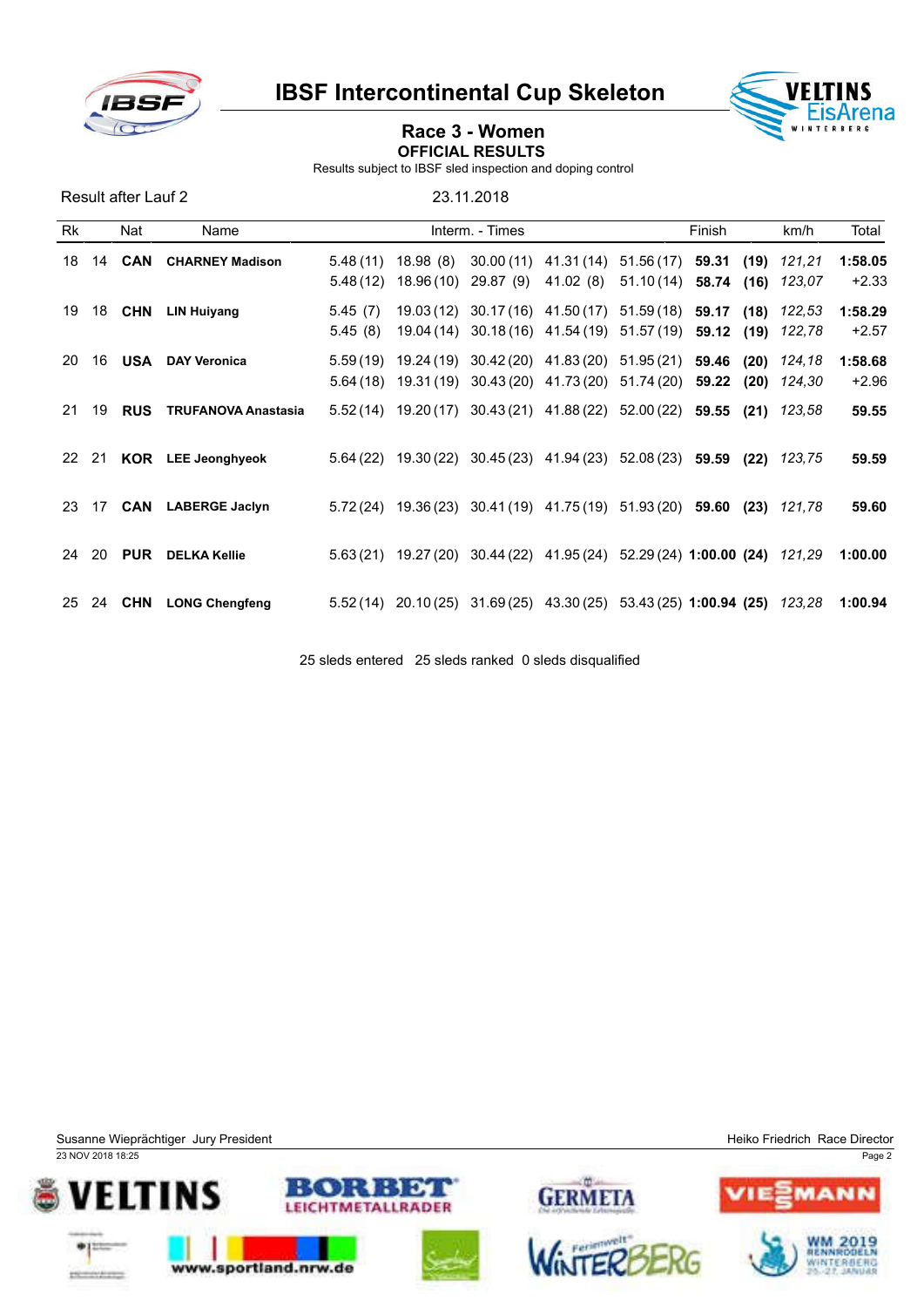# IBSF Intercontinental Cup Skeleton

## Race 3 - Women

**OFFICIAL RESULTS**

Results subject to IBSF sled inspection and doping control

Result after Lauf 2 — 23.11.2018

| Rk | | Nat | Name | Interm. - Times | | | | | Finish | | km/h | Total |
|---|---|---|---|---|---|---|---|---|---|---|---|---|
| 18 | 14 | **CAN** | **CHARNEY Madison** | 5.48 (11) | 18.98 (8) | 30.00 (11) | 41.31 (14) | 51.56 (17) | **59.31** | **(19)** | *121,21* | **1:58.05** |
| | | | | 5.48 (12) | 18.96 (10) | 29.87 (9) | 41.02 (8) | 51.10 (14) | **58.74** | **(16)** | *123,07* | +2.33 |
| 19 | 18 | **CHN** | **LIN Huiyang** | 5.45 (7) | 19.03 (12) | 30.17 (16) | 41.50 (17) | 51.59 (18) | **59.17** | **(18)** | *122,53* | **1:58.29** |
| | | | | 5.45 (8) | 19.04 (14) | 30.18 (16) | 41.54 (19) | 51.57 (19) | **59.12** | **(19)** | *122,78* | +2.57 |
| 20 | 16 | **USA** | **DAY Veronica** | 5.59 (19) | 19.24 (19) | 30.42 (20) | 41.83 (20) | 51.95 (21) | **59.46** | **(20)** | *124,18* | **1:58.68** |
| | | | | 5.64 (18) | 19.31 (19) | 30.43 (20) | 41.73 (20) | 51.74 (20) | **59.22** | **(20)** | *124,30* | +2.96 |
| 21 | 19 | **RUS** | **TRUFANOVA Anastasia** | 5.52 (14) | 19.20 (17) | 30.43 (21) | 41.88 (22) | 52.00 (22) | **59.55** | **(21)** | *123,58* | **59.55** |
| 22 | 21 | **KOR** | **LEE Jeonghyeok** | 5.64 (22) | 19.30 (22) | 30.45 (23) | 41.94 (23) | 52.08 (23) | **59.59** | **(22)** | *123,75* | **59.59** |
| 23 | 17 | **CAN** | **LABERGE Jaclyn** | 5.72 (24) | 19.36 (23) | 30.41 (19) | 41.75 (19) | 51.93 (20) | **59.60** | **(23)** | *121,78* | **59.60** |
| 24 | 20 | **PUR** | **DELKA Kellie** | 5.63 (21) | 19.27 (20) | 30.44 (22) | 41.95 (24) | 52.29 (24) | **1:00.00** | **(24)** | *121,29* | **1:00.00** |
| 25 | 24 | **CHN** | **LONG Chengfeng** | 5.52 (14) | 20.10 (25) | 31.69 (25) | 43.30 (25) | 53.43 (25) | **1:00.94** | **(25)** | *123,28* | **1:00.94** |

25 sleds entered 25 sleds ranked 0 sleds disqualified

Susanne Wieprächtiger Jury President — Heiko Friedrich Race Director

23 NOV 2018 18:25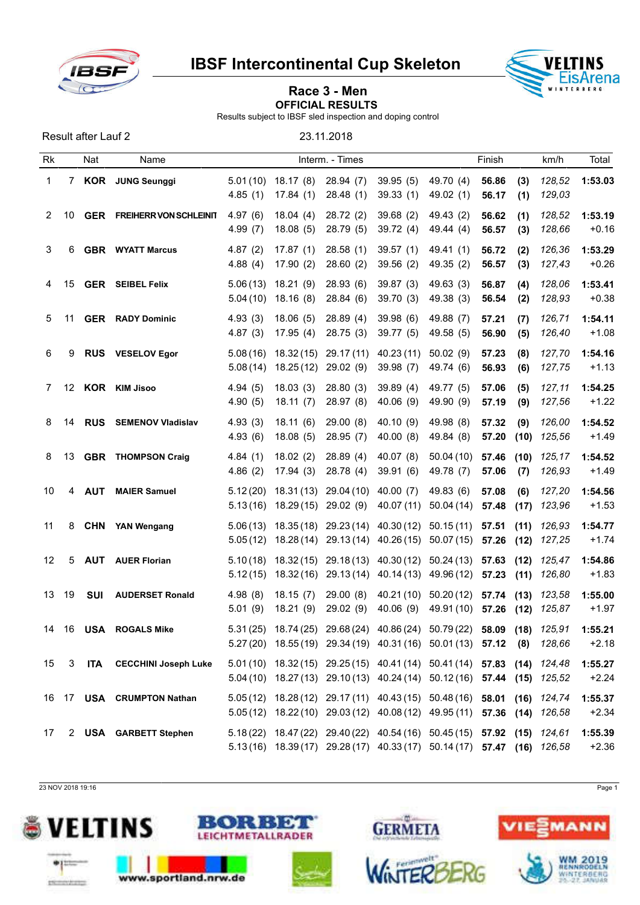# IBSF Intercontinental Cup Skeleton

## Race 3 - Men

### OFFICIAL RESULTS

Results subject to IBSF sled inspection and doping control

Result after Lauf 2 23.11.2018

| Rk | | Nat | Name | Interm. - Times | | | | | Finish | | km/h | Total |
|---|---|---|---|---|---|---|---|---|---|---|---|---|
| 1 | 7 | **KOR** | **JUNG Seunggi** | 5.01 (10) | 18.17 (8) | 28.94 (7) | 39.95 (5) | 49.70 (4) | **56.86** | **(3)** | *128,52* | **1:53.03** |
| | | | | 4.85 (1) | 17.84 (1) | 28.48 (1) | 39.33 (1) | 49.02 (1) | **56.17** | **(1)** | *129,03* | |
| 2 | 10 | **GER** | **FREIHERR VON SCHLEINIT** | 4.97 (6) | 18.04 (4) | 28.72 (2) | 39.68 (2) | 49.43 (2) | **56.62** | **(1)** | *128,52* | **1:53.19** |
| | | | | 4.99 (7) | 18.08 (5) | 28.79 (5) | 39.72 (4) | 49.44 (4) | **56.57** | **(3)** | *128,66* | +0.16 |
| 3 | 6 | **GBR** | **WYATT Marcus** | 4.87 (2) | 17.87 (1) | 28.58 (1) | 39.57 (1) | 49.41 (1) | **56.72** | **(2)** | *126,36* | **1:53.29** |
| | | | | 4.88 (4) | 17.90 (2) | 28.60 (2) | 39.56 (2) | 49.35 (2) | **56.57** | **(3)** | *127,43* | +0.26 |
| 4 | 15 | **GER** | **SEIBEL Felix** | 5.06 (13) | 18.21 (9) | 28.93 (6) | 39.87 (3) | 49.63 (3) | **56.87** | **(4)** | *128,06* | **1:53.41** |
| | | | | 5.04 (10) | 18.16 (8) | 28.84 (6) | 39.70 (3) | 49.38 (3) | **56.54** | **(2)** | *128,93* | +0.38 |
| 5 | 11 | **GER** | **RADY Dominic** | 4.93 (3) | 18.06 (5) | 28.89 (4) | 39.98 (6) | 49.88 (7) | **57.21** | **(7)** | *126,71* | **1:54.11** |
| | | | | 4.87 (3) | 17.95 (4) | 28.75 (3) | 39.77 (5) | 49.58 (5) | **56.90** | **(5)** | *126,40* | +1.08 |
| 6 | 9 | **RUS** | **VESELOV Egor** | 5.08 (16) | 18.32 (15) | 29.17 (11) | 40.23 (11) | 50.02 (9) | **57.23** | **(8)** | *127,70* | **1:54.16** |
| | | | | 5.08 (14) | 18.25 (12) | 29.02 (9) | 39.98 (7) | 49.74 (6) | **56.93** | **(6)** | *127,75* | +1.13 |
| 7 | 12 | **KOR** | **KIM Jisoo** | 4.94 (5) | 18.03 (3) | 28.80 (3) | 39.89 (4) | 49.77 (5) | **57.06** | **(5)** | *127,11* | **1:54.25** |
| | | | | 4.90 (5) | 18.11 (7) | 28.97 (8) | 40.06 (9) | 49.90 (9) | **57.19** | **(9)** | *127,56* | +1.22 |
| 8 | 14 | **RUS** | **SEMENOV Vladislav** | 4.93 (3) | 18.11 (6) | 29.00 (8) | 40.10 (9) | 49.98 (8) | **57.32** | **(9)** | *126,00* | **1:54.52** |
| | | | | 4.93 (6) | 18.08 (5) | 28.95 (7) | 40.00 (8) | 49.84 (8) | **57.20** | **(10)** | *125,56* | +1.49 |
| 8 | 13 | **GBR** | **THOMPSON Craig** | 4.84 (1) | 18.02 (2) | 28.89 (4) | 40.07 (8) | 50.04 (10) | **57.46** | **(10)** | *125,17* | **1:54.52** |
| | | | | 4.86 (2) | 17.94 (3) | 28.78 (4) | 39.91 (6) | 49.78 (7) | **57.06** | **(7)** | *126,93* | +1.49 |
| 10 | 4 | **AUT** | **MAIER Samuel** | 5.12 (20) | 18.31 (13) | 29.04 (10) | 40.00 (7) | 49.83 (6) | **57.08** | **(6)** | *127,20* | **1:54.56** |
| | | | | 5.13 (16) | 18.29 (15) | 29.02 (9) | 40.07 (11) | 50.04 (14) | **57.48** | **(17)** | *123,96* | +1.53 |
| 11 | 8 | **CHN** | **YAN Wengang** | 5.06 (13) | 18.35 (18) | 29.23 (14) | 40.30 (12) | 50.15 (11) | **57.51** | **(11)** | *126,93* | **1:54.77** |
| | | | | 5.05 (12) | 18.28 (14) | 29.13 (14) | 40.26 (15) | 50.07 (15) | **57.26** | **(12)** | *127,25* | +1.74 |
| 12 | 5 | **AUT** | **AUER Florian** | 5.10 (18) | 18.32 (15) | 29.18 (13) | 40.30 (12) | 50.24 (13) | **57.63** | **(12)** | *125,47* | **1:54.86** |
| | | | | 5.12 (15) | 18.32 (16) | 29.13 (14) | 40.14 (13) | 49.96 (12) | **57.23** | **(11)** | *126,80* | +1.83 |
| 13 | 19 | **SUI** | **AUDERSET Ronald** | 4.98 (8) | 18.15 (7) | 29.00 (8) | 40.21 (10) | 50.20 (12) | **57.74** | **(13)** | *123,58* | **1:55.00** |
| | | | | 5.01 (9) | 18.21 (9) | 29.02 (9) | 40.06 (9) | 49.91 (10) | **57.26** | **(12)** | *125,87* | +1.97 |
| 14 | 16 | **USA** | **ROGALS Mike** | 5.31 (25) | 18.74 (25) | 29.68 (24) | 40.86 (24) | 50.79 (22) | **58.09** | **(18)** | *125,91* | **1:55.21** |
| | | | | 5.27 (20) | 18.55 (19) | 29.34 (19) | 40.31 (16) | 50.01 (13) | **57.12** | **(8)** | *128,66* | +2.18 |
| 15 | 3 | **ITA** | **CECCHINI Joseph Luke** | 5.01 (10) | 18.32 (15) | 29.25 (15) | 40.41 (14) | 50.41 (14) | **57.83** | **(14)** | *124,48* | **1:55.27** |
| | | | | 5.04 (10) | 18.27 (13) | 29.10 (13) | 40.24 (14) | 50.12 (16) | **57.44** | **(15)** | *125,52* | +2.24 |
| 16 | 17 | **USA** | **CRUMPTON Nathan** | 5.05 (12) | 18.28 (12) | 29.17 (11) | 40.43 (15) | 50.48 (16) | **58.01** | **(16)** | *124,74* | **1:55.37** |
| | | | | 5.05 (12) | 18.22 (10) | 29.03 (12) | 40.08 (12) | 49.95 (11) | **57.36** | **(14)** | *126,58* | +2.34 |
| 17 | 2 | **USA** | **GARBETT Stephen** | 5.18 (22) | 18.47 (22) | 29.40 (22) | 40.54 (16) | 50.45 (15) | **57.92** | **(15)** | *124,61* | **1:55.39** |
| | | | | 5.13 (16) | 18.39 (17) | 29.28 (17) | 40.33 (17) | 50.14 (17) | **57.47** | **(16)** | *126,58* | +2.36 |

23 NOV 2018 19:16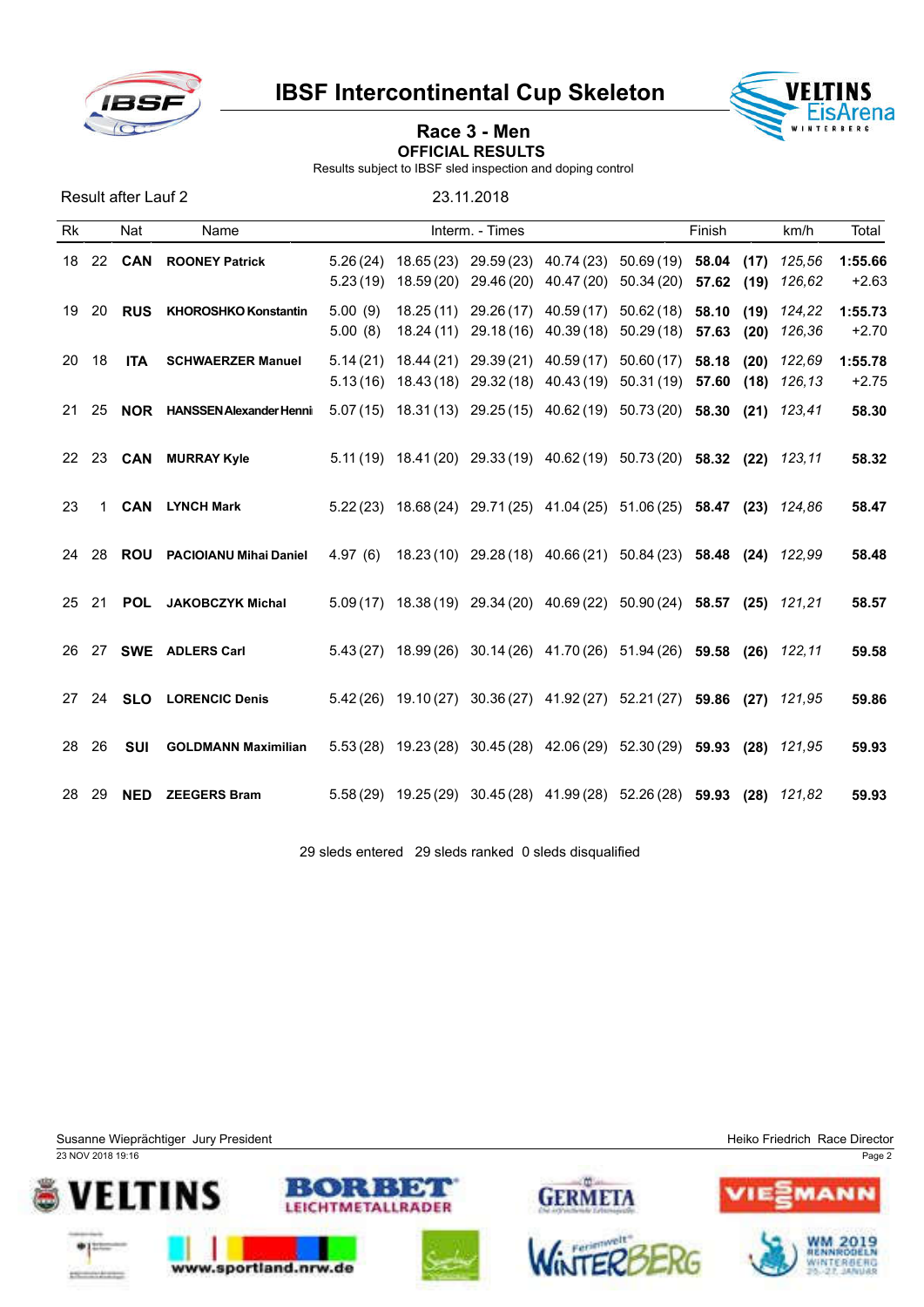# IBSF Intercontinental Cup Skeleton

## Race 3 - Men

**OFFICIAL RESULTS**

Results subject to IBSF sled inspection and doping control

Result after Lauf 2 23.11.2018

| Rk | | Nat | Name | Interm. - Times | | | | | Finish | | km/h | Total |
|---|---|---|---|---|---|---|---|---|---|---|---|---|
| 18 | 22 | **CAN** | **ROONEY Patrick** | 5.26 (24) | 18.65 (23) | 29.59 (23) | 40.74 (23) | 50.69 (19) | **58.04** | **(17)** | *125,56* | **1:55.66** |
| | | | | 5.23 (19) | 18.59 (20) | 29.46 (20) | 40.47 (20) | 50.34 (20) | **57.62** | **(19)** | *126,62* | +2.63 |
| 19 | 20 | **RUS** | **KHOROSHKO Konstantin** | 5.00 (9) | 18.25 (11) | 29.26 (17) | 40.59 (17) | 50.62 (18) | **58.10** | **(19)** | *124,22* | **1:55.73** |
| | | | | 5.00 (8) | 18.24 (11) | 29.18 (16) | 40.39 (18) | 50.29 (18) | **57.63** | **(20)** | *126,36* | +2.70 |
| 20 | 18 | **ITA** | **SCHWAERZER Manuel** | 5.14 (21) | 18.44 (21) | 29.39 (21) | 40.59 (17) | 50.60 (17) | **58.18** | **(20)** | *122,69* | **1:55.78** |
| | | | | 5.13 (16) | 18.43 (18) | 29.32 (18) | 40.43 (19) | 50.31 (19) | **57.60** | **(18)** | *126,13* | +2.75 |
| 21 | 25 | **NOR** | **HANSSEN Alexander Henni** | 5.07 (15) | 18.31 (13) | 29.25 (15) | 40.62 (19) | 50.73 (20) | **58.30** | **(21)** | *123,41* | **58.30** |
| 22 | 23 | **CAN** | **MURRAY Kyle** | 5.11 (19) | 18.41 (20) | 29.33 (19) | 40.62 (19) | 50.73 (20) | **58.32** | **(22)** | *123,11* | **58.32** |
| 23 | 1 | **CAN** | **LYNCH Mark** | 5.22 (23) | 18.68 (24) | 29.71 (25) | 41.04 (25) | 51.06 (25) | **58.47** | **(23)** | *124,86* | **58.47** |
| 24 | 28 | **ROU** | **PACIOIANU Mihai Daniel** | 4.97 (6) | 18.23 (10) | 29.28 (18) | 40.66 (21) | 50.84 (23) | **58.48** | **(24)** | *122,99* | **58.48** |
| 25 | 21 | **POL** | **JAKOBCZYK Michal** | 5.09 (17) | 18.38 (19) | 29.34 (20) | 40.69 (22) | 50.90 (24) | **58.57** | **(25)** | *121,21* | **58.57** |
| 26 | 27 | **SWE** | **ADLERS Carl** | 5.43 (27) | 18.99 (26) | 30.14 (26) | 41.70 (26) | 51.94 (26) | **59.58** | **(26)** | *122,11* | **59.58** |
| 27 | 24 | **SLO** | **LORENCIC Denis** | 5.42 (26) | 19.10 (27) | 30.36 (27) | 41.92 (27) | 52.21 (27) | **59.86** | **(27)** | *121,95* | **59.86** |
| 28 | 26 | **SUI** | **GOLDMANN Maximilian** | 5.53 (28) | 19.23 (28) | 30.45 (28) | 42.06 (29) | 52.30 (29) | **59.93** | **(28)** | *121,95* | **59.93** |
| 28 | 29 | **NED** | **ZEEGERS Bram** | 5.58 (29) | 19.25 (29) | 30.45 (28) | 41.99 (28) | 52.26 (28) | **59.93** | **(28)** | *121,82* | **59.93** |

29 sleds entered 29 sleds ranked 0 sleds disqualified

Susanne Wieprächtiger Jury President

Heiko Friedrich Race Director

23 NOV 2018 19:16